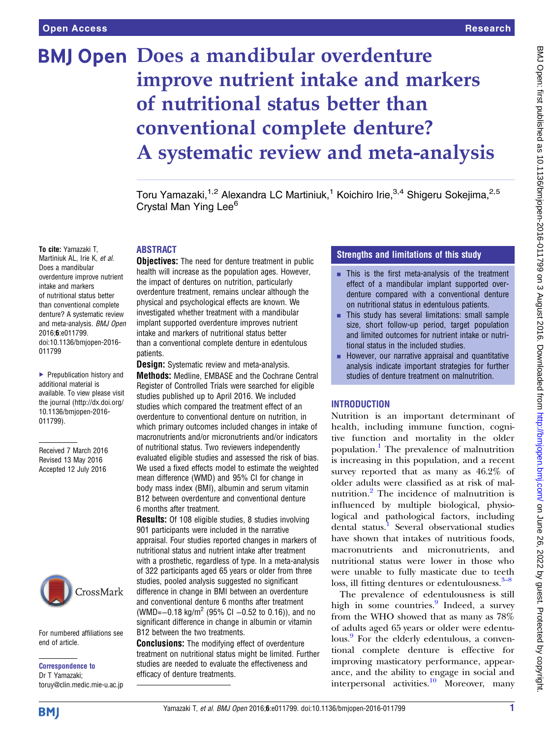# Does a mandibular overdenture improve nutrient intake and markers of nutritional status better than conventional complete denture? A systematic review and meta-analysis

Toru Yamazaki,[1,2] Alexandra LC Martiniuk,[1] Koichiro Irie,[3,4] Shigeru Sokejima,[2,5] Crystal Man Ying Lee[6]

**To cite:** Yamazaki T, Martiniuk AL, Irie K, *et al*. Does a mandibular overdenture improve nutrient intake and markers of nutritional status better than conventional complete denture? A systematic review and meta-analysis. *BMJ Open* 2016;**6**:e011799. doi:10.1136/bmjopen-2016-011799

▸ Prepublication history and additional material is available. To view please visit the journal (http://dx.doi.org/10.1136/bmjopen-2016-011799).

Received 7 March 2016
Revised 13 May 2016
Accepted 12 July 2016

For numbered affiliations see end of article.

**Correspondence to**
Dr T Yamazaki;
toruy@clin.medic.mie-u.ac.jp

## ABSTRACT

**Objectives:** The need for denture treatment in public health will increase as the population ages. However, the impact of dentures on nutrition, particularly overdenture treatment, remains unclear although the physical and psychological effects are known. We investigated whether treatment with a mandibular implant supported overdenture improves nutrient intake and markers of nutritional status better than a conventional complete denture in edentulous patients.

**Design:** Systematic review and meta-analysis.

**Methods:** Medline, EMBASE and the Cochrane Central Register of Controlled Trials were searched for eligible studies published up to April 2016. We included studies which compared the treatment effect of an overdenture to conventional denture on nutrition, in which primary outcomes included changes in intake of macronutrients and/or micronutrients and/or indicators of nutritional status. Two reviewers independently evaluated eligible studies and assessed the risk of bias. We used a fixed effects model to estimate the weighted mean difference (WMD) and 95% CI for change in body mass index (BMI), albumin and serum vitamin B12 between overdenture and conventional denture 6 months after treatment.

**Results:** Of 108 eligible studies, 8 studies involving 901 participants were included in the narrative appraisal. Four studies reported changes in markers of nutritional status and nutrient intake after treatment with a prosthetic, regardless of type. In a meta-analysis of 322 participants aged 65 years or older from three studies, pooled analysis suggested no significant difference in change in BMI between an overdenture and conventional denture 6 months after treatment (WMD=−0.18 kg/m$^2$ (95% CI −0.52 to 0.16)), and no significant difference in change in albumin or vitamin B12 between the two treatments.

**Conclusions:** The modifying effect of overdenture treatment on nutritional status might be limited. Further studies are needed to evaluate the effectiveness and efficacy of denture treatments.

## Strengths and limitations of this study

- This is the first meta-analysis of the treatment effect of a mandibular implant supported overdenture compared with a conventional denture on nutritional status in edentulous patients.
- This study has several limitations: small sample size, short follow-up period, target population and limited outcomes for nutrient intake or nutritional status in the included studies.
- However, our narrative appraisal and quantitative analysis indicate important strategies for further studies of denture treatment on malnutrition.

## INTRODUCTION

Nutrition is an important determinant of health, including immune function, cognitive function and mortality in the older population.[1] The prevalence of malnutrition is increasing in this population, and a recent survey reported that as many as 46.2% of older adults were classified as at risk of malnutrition.[2] The incidence of malnutrition is influenced by multiple biological, physiological and pathological factors, including dental status.[1] Several observational studies have shown that intakes of nutritious foods, macronutrients and micronutrients, and nutritional status were lower in those who were unable to fully masticate due to teeth loss, ill fitting dentures or edentulousness.[3–8]

The prevalence of edentulousness is still high in some countries.[9] Indeed, a survey from the WHO showed that as many as 78% of adults aged 65 years or older were edentulous.[9] For the elderly edentulous, a conventional complete denture is effective for improving masticatory performance, appearance, and the ability to engage in social and interpersonal activities.[10] Moreover, many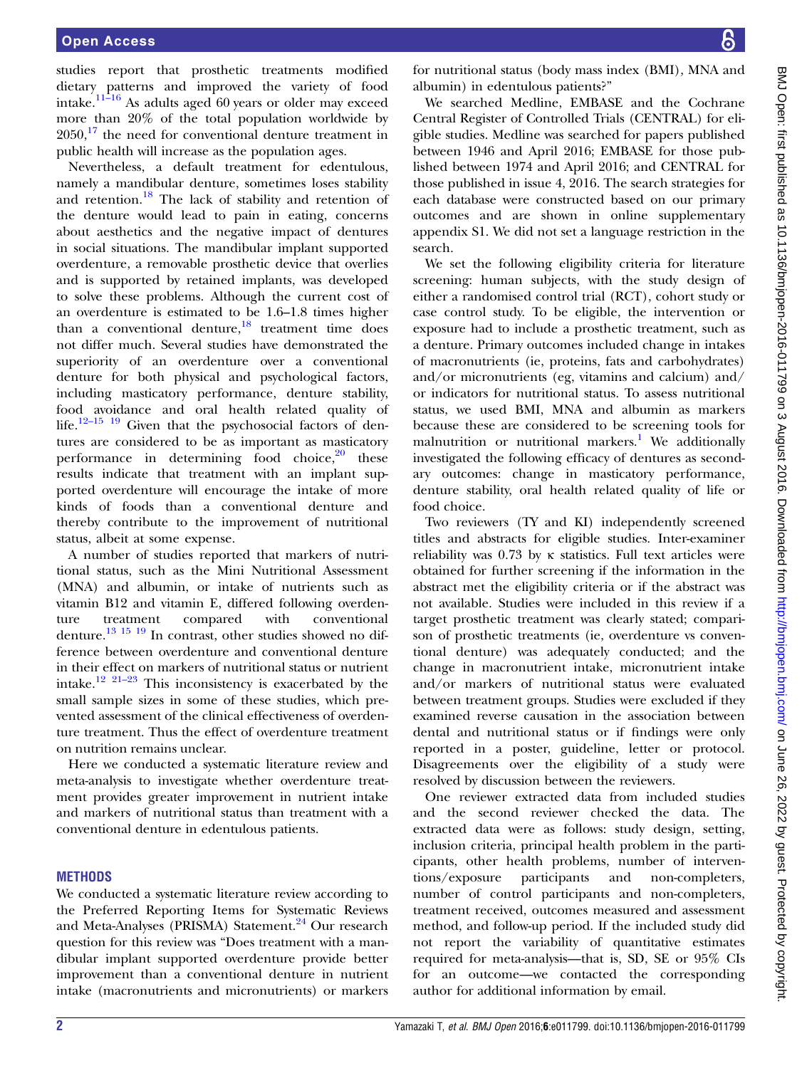studies report that prosthetic treatments modified dietary patterns and improved the variety of food intake.[11–16] As adults aged 60 years or older may exceed more than 20% of the total population worldwide by 2050,[17] the need for conventional denture treatment in public health will increase as the population ages.

Nevertheless, a default treatment for edentulous, namely a mandibular denture, sometimes loses stability and retention.[18] The lack of stability and retention of the denture would lead to pain in eating, concerns about aesthetics and the negative impact of dentures in social situations. The mandibular implant supported overdenture, a removable prosthetic device that overlies and is supported by retained implants, was developed to solve these problems. Although the current cost of an overdenture is estimated to be 1.6–1.8 times higher than a conventional denture,[18] treatment time does not differ much. Several studies have demonstrated the superiority of an overdenture over a conventional denture for both physical and psychological factors, including masticatory performance, denture stability, food avoidance and oral health related quality of life.[12–15 19] Given that the psychosocial factors of dentures are considered to be as important as masticatory performance in determining food choice,[20] these results indicate that treatment with an implant supported overdenture will encourage the intake of more kinds of foods than a conventional denture and thereby contribute to the improvement of nutritional status, albeit at some expense.

A number of studies reported that markers of nutritional status, such as the Mini Nutritional Assessment (MNA) and albumin, or intake of nutrients such as vitamin B12 and vitamin E, differed following overdenture treatment compared with conventional denture.[13 15 19] In contrast, other studies showed no difference between overdenture and conventional denture in their effect on markers of nutritional status or nutrient intake.[12 21–23] This inconsistency is exacerbated by the small sample sizes in some of these studies, which prevented assessment of the clinical effectiveness of overdenture treatment. Thus the effect of overdenture treatment on nutrition remains unclear.

Here we conducted a systematic literature review and meta-analysis to investigate whether overdenture treatment provides greater improvement in nutrient intake and markers of nutritional status than treatment with a conventional denture in edentulous patients.

## METHODS

We conducted a systematic literature review according to the Preferred Reporting Items for Systematic Reviews and Meta-Analyses (PRISMA) Statement.[24] Our research question for this review was "Does treatment with a mandibular implant supported overdenture provide better improvement than a conventional denture in nutrient intake (macronutrients and micronutrients) or markers for nutritional status (body mass index (BMI), MNA and albumin) in edentulous patients?"

We searched Medline, EMBASE and the Cochrane Central Register of Controlled Trials (CENTRAL) for eligible studies. Medline was searched for papers published between 1946 and April 2016; EMBASE for those published between 1974 and April 2016; and CENTRAL for those published in issue 4, 2016. The search strategies for each database were constructed based on our primary outcomes and are shown in online supplementary appendix S1. We did not set a language restriction in the search.

We set the following eligibility criteria for literature screening: human subjects, with the study design of either a randomised control trial (RCT), cohort study or case control study. To be eligible, the intervention or exposure had to include a prosthetic treatment, such as a denture. Primary outcomes included change in intakes of macronutrients (ie, proteins, fats and carbohydrates) and/or micronutrients (eg, vitamins and calcium) and/or indicators for nutritional status. To assess nutritional status, we used BMI, MNA and albumin as markers because these are considered to be screening tools for malnutrition or nutritional markers.[1] We additionally investigated the following efficacy of dentures as secondary outcomes: change in masticatory performance, denture stability, oral health related quality of life or food choice.

Two reviewers (TY and KI) independently screened titles and abstracts for eligible studies. Inter-examiner reliability was 0.73 by κ statistics. Full text articles were obtained for further screening if the information in the abstract met the eligibility criteria or if the abstract was not available. Studies were included in this review if a target prosthetic treatment was clearly stated; comparison of prosthetic treatments (ie, overdenture vs conventional denture) was adequately conducted; and the change in macronutrient intake, micronutrient intake and/or markers of nutritional status were evaluated between treatment groups. Studies were excluded if they examined reverse causation in the association between dental and nutritional status or if findings were only reported in a poster, guideline, letter or protocol. Disagreements over the eligibility of a study were resolved by discussion between the reviewers.

One reviewer extracted data from included studies and the second reviewer checked the data. The extracted data were as follows: study design, setting, inclusion criteria, principal health problem in the participants, other health problems, number of interventions/exposure participants and non-completers, number of control participants and non-completers, treatment received, outcomes measured and assessment method, and follow-up period. If the included study did not report the variability of quantitative estimates required for meta-analysis—that is, SD, SE or 95% CIs for an outcome—we contacted the corresponding author for additional information by email.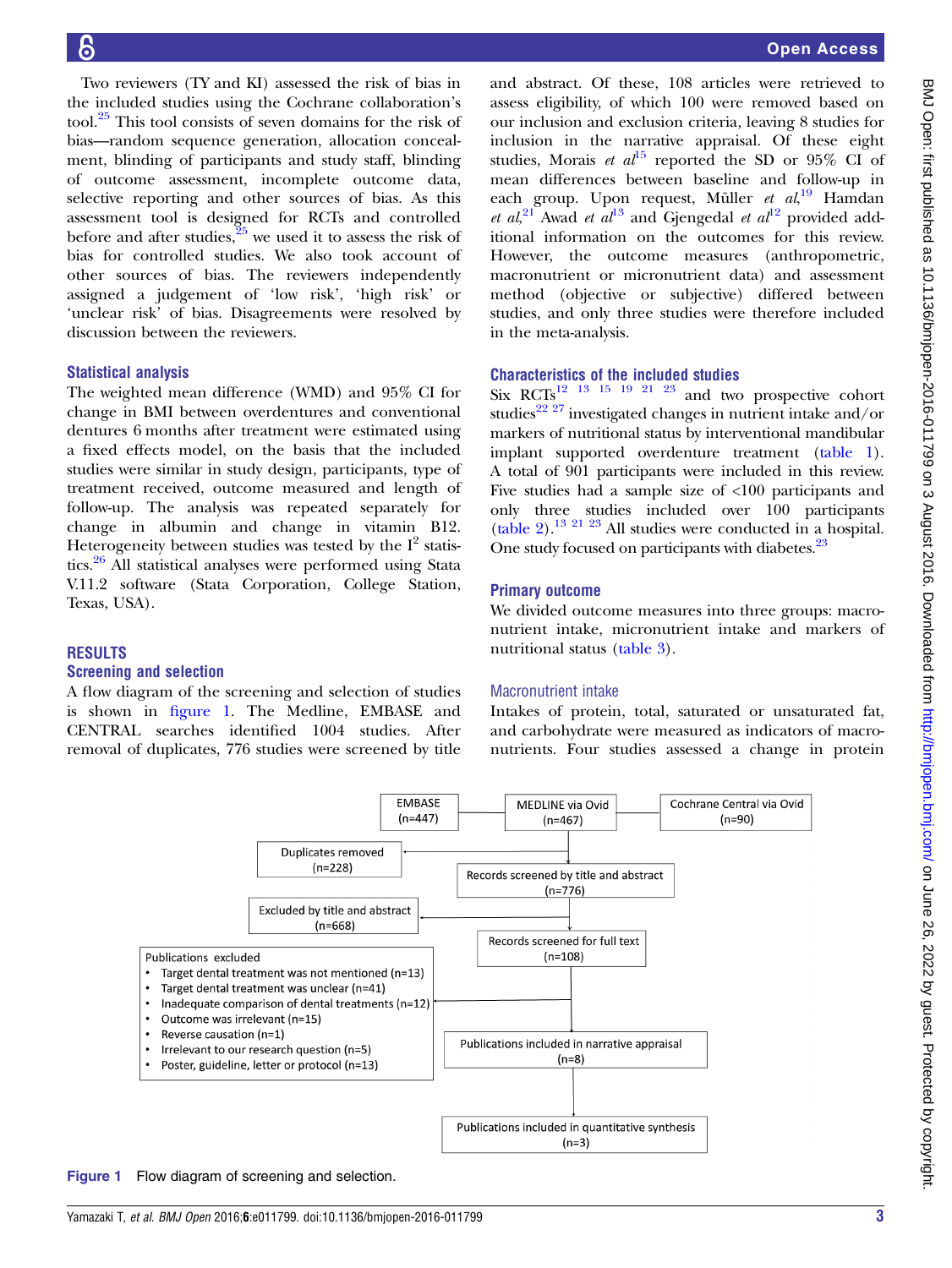Two reviewers (TY and KI) assessed the risk of bias in the included studies using the Cochrane collaboration's tool.[25] This tool consists of seven domains for the risk of bias—random sequence generation, allocation concealment, blinding of participants and study staff, blinding of outcome assessment, incomplete outcome data, selective reporting and other sources of bias. As this assessment tool is designed for RCTs and controlled before and after studies,[25] we used it to assess the risk of bias for controlled studies. We also took account of other sources of bias. The reviewers independently assigned a judgement of 'low risk', 'high risk' or 'unclear risk' of bias. Disagreements were resolved by discussion between the reviewers.

### Statistical analysis

The weighted mean difference (WMD) and 95% CI for change in BMI between overdentures and conventional dentures 6 months after treatment were estimated using a fixed effects model, on the basis that the included studies were similar in study design, participants, type of treatment received, outcome measured and length of follow-up. The analysis was repeated separately for change in albumin and change in vitamin B12. Heterogeneity between studies was tested by the $I^2$ statistics.[26] All statistical analyses were performed using Stata V.11.2 software (Stata Corporation, College Station, Texas, USA).

## RESULTS

### Screening and selection

A flow diagram of the screening and selection of studies is shown in figure 1. The Medline, EMBASE and CENTRAL searches identified 1004 studies. After removal of duplicates, 776 studies were screened by title and abstract. Of these, 108 articles were retrieved to assess eligibility, of which 100 were removed based on our inclusion and exclusion criteria, leaving 8 studies for inclusion in the narrative appraisal. Of these eight studies, Morais *et al*[15] reported the SD or 95% CI of mean differences between baseline and follow-up in each group. Upon request, Müller *et al*,[19] Hamdan *et al*,[21] Awad *et al*[13] and Gjengedal *et al*[12] provided additional information on the outcomes for this review. However, the outcome measures (anthropometric, macronutrient or micronutrient data) and assessment method (objective or subjective) differed between studies, and only three studies were therefore included in the meta-analysis.

### Characteristics of the included studies

Six RCTs[12 13 15 19 21 23] and two prospective cohort studies[22 27] investigated changes in nutrient intake and/or markers of nutritional status by interventional mandibular implant supported overdenture treatment (table 1). A total of 901 participants were included in this review. Five studies had a sample size of <100 participants and only three studies included over 100 participants (table 2).[13 21 23] All studies were conducted in a hospital. One study focused on participants with diabetes.[23]

### Primary outcome

We divided outcome measures into three groups: macronutrient intake, micronutrient intake and markers of nutritional status (table 3).

#### Macronutrient intake

Intakes of protein, total, saturated or unsaturated fat, and carbohydrate were measured as indicators of macronutrients. Four studies assessed a change in protein

EMBASE (n=447)

MEDLINE via Ovid (n=467)

Cochrane Central via Ovid (n=90)

Duplicates removed (n=228)

Records screened by title and abstract (n=776)

Excluded by title and abstract (n=668)

Records screened for full text (n=108)

Publications excluded
- Target dental treatment was not mentioned (n=13)
- Target dental treatment was unclear (n=41)
- Inadequate comparison of dental treatments (n=12)
- Outcome was irrelevant (n=15)
- Reverse causation (n=1)
- Irrelevant to our research question (n=5)
- Poster, guideline, letter or protocol (n=13)

Publications included in narrative appraisal (n=8)

Publications included in quantitative synthesis (n=3)

**Figure 1** Flow diagram of screening and selection.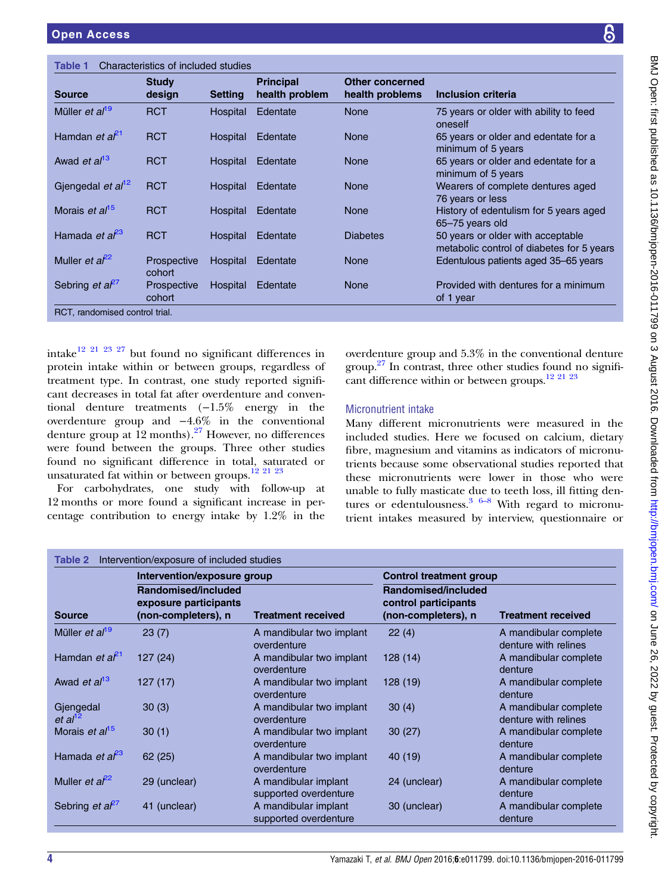Table 1 Characteristics of included studies

| Source | Study design | Setting | Principal health problem | Other concerned health problems | Inclusion criteria |
|---|---|---|---|---|---|
| Müller *et al*[19] | RCT | Hospital | Edentate | None | 75 years or older with ability to feed oneself |
| Hamdan *et al*[21] | RCT | Hospital | Edentate | None | 65 years or older and edentate for a minimum of 5 years |
| Awad *et al*[13] | RCT | Hospital | Edentate | None | 65 years or older and edentate for a minimum of 5 years |
| Gjengedal *et al*[12] | RCT | Hospital | Edentate | None | Wearers of complete dentures aged 76 years or less |
| Morais *et al*[15] | RCT | Hospital | Edentate | None | History of edentulism for 5 years aged 65–75 years old |
| Hamada *et al*[23] | RCT | Hospital | Edentate | Diabetes | 50 years or older with acceptable metabolic control of diabetes for 5 years |
| Muller *et al*[22] | Prospective cohort | Hospital | Edentate | None | Edentulous patients aged 35–65 years |
| Sebring *et al*[27] | Prospective cohort | Hospital | Edentate | None | Provided with dentures for a minimum of 1 year |

RCT, randomised control trial.

intake[12 21 23 27] but found no significant differences in protein intake within or between groups, regardless of treatment type. In contrast, one study reported significant decreases in total fat after overdenture and conventional denture treatments (−1.5% energy in the overdenture group and −4.6% in the conventional denture group at 12 months).[27] However, no differences were found between the groups. Three other studies found no significant difference in total, saturated or unsaturated fat within or between groups.[12 21 23]

For carbohydrates, one study with follow-up at 12 months or more found a significant increase in percentage contribution to energy intake by 1.2% in the overdenture group and 5.3% in the conventional denture group.[27] In contrast, three other studies found no significant difference within or between groups.[12 21 23]

### Micronutrient intake

Many different micronutrients were measured in the included studies. Here we focused on calcium, dietary fibre, magnesium and vitamins as indicators of micronutrients because some observational studies reported that these micronutrients were lower in those who were unable to fully masticate due to teeth loss, ill fitting dentures or edentulousness.[3 6–8] With regard to micronutrient intakes measured by interview, questionnaire or

Table 2 Intervention/exposure of included studies

| | Intervention/exposure group | | Control treatment group | |
|---|---|---|---|---|
| Source | Randomised/included exposure participants (non-completers), n | Treatment received | Randomised/included control participants (non-completers), n | Treatment received |
| Müller *et al*[19] | 23 (7) | A mandibular two implant overdenture | 22 (4) | A mandibular complete denture with relines |
| Hamdan *et al*[21] | 127 (24) | A mandibular two implant overdenture | 128 (14) | A mandibular complete denture |
| Awad *et al*[13] | 127 (17) | A mandibular two implant overdenture | 128 (19) | A mandibular complete denture |
| Gjengedal *et al*[12] | 30 (3) | A mandibular two implant overdenture | 30 (4) | A mandibular complete denture with relines |
| Morais *et al*[15] | 30 (1) | A mandibular two implant overdenture | 30 (27) | A mandibular complete denture |
| Hamada *et al*[23] | 62 (25) | A mandibular two implant overdenture | 40 (19) | A mandibular complete denture |
| Muller *et al*[22] | 29 (unclear) | A mandibular implant supported overdenture | 24 (unclear) | A mandibular complete denture |
| Sebring *et al*[27] | 41 (unclear) | A mandibular implant supported overdenture | 30 (unclear) | A mandibular complete denture |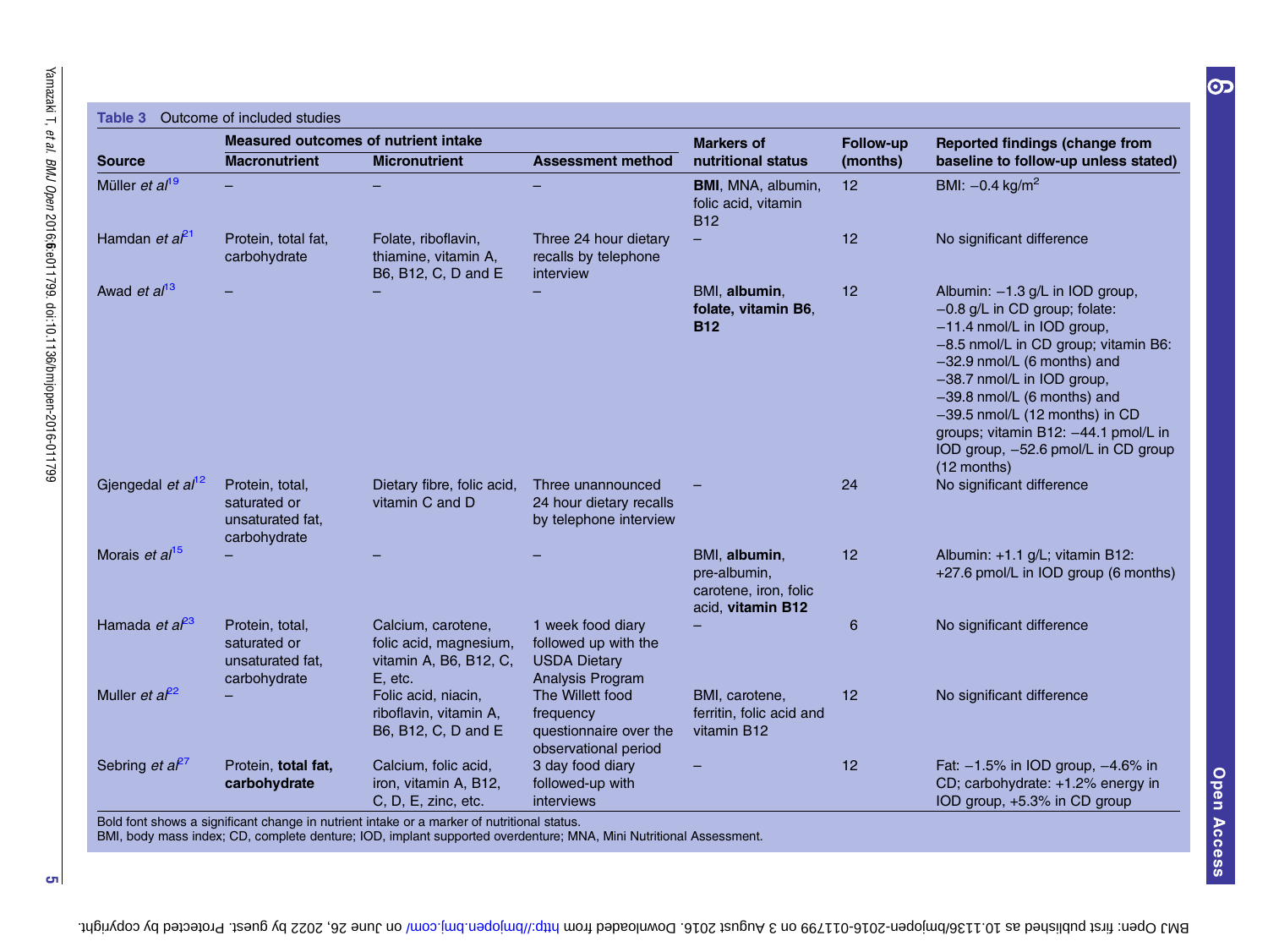**Table 3** Outcome of included studies

| Source | Measured outcomes of nutrient intake | | | Markers of nutritional status | Follow-up (months) | Reported findings (change from baseline to follow-up unless stated) |
|---|---|---|---|---|---|---|
| | Macronutrient | Micronutrient | Assessment method | | | |
| Müller *et al*[19] | – | – | – | **BMI**, MNA, albumin, folic acid, vitamin B12 | 12 | BMI: −0.4 kg/m$^2$ |
| Hamdan *et al*[21] | Protein, total fat, carbohydrate | Folate, riboflavin, thiamine, vitamin A, B6, B12, C, D and E | Three 24 hour dietary recalls by telephone interview | – | 12 | No significant difference |
| Awad *et al*[13] | – | – | – | BMI, **albumin**, **folate, vitamin B6**, **B12** | 12 | Albumin: −1.3 g/L in IOD group, −0.8 g/L in CD group; folate: −11.4 nmol/L in IOD group, −8.5 nmol/L in CD group; vitamin B6: −32.9 nmol/L (6 months) and −38.7 nmol/L in IOD group, −39.8 nmol/L (6 months) and −39.5 nmol/L (12 months) in CD groups; vitamin B12: −44.1 pmol/L in IOD group, −52.6 pmol/L in CD group (12 months) |
| Gjengedal *et al*[12] | Protein, total, saturated or unsaturated fat, carbohydrate | Dietary fibre, folic acid, vitamin C and D | Three unannounced 24 hour dietary recalls by telephone interview | – | 24 | No significant difference |
| Morais *et al*[15] | – | – | – | BMI, **albumin**, pre-albumin, carotene, iron, folic acid, **vitamin B12** | 12 | Albumin: +1.1 g/L; vitamin B12: +27.6 pmol/L in IOD group (6 months) |
| Hamada *et al*[23] | Protein, total, saturated or unsaturated fat, carbohydrate | Calcium, carotene, folic acid, magnesium, vitamin A, B6, B12, C, E, etc. | 1 week food diary followed up with the USDA Dietary Analysis Program | – | 6 | No significant difference |
| Muller *et al*[22] | – | Folic acid, niacin, riboflavin, vitamin A, B6, B12, C, D and E | The Willett food frequency questionnaire over the observational period | BMI, carotene, ferritin, folic acid and vitamin B12 | 12 | No significant difference |
| Sebring *et al*[27] | Protein, **total fat, carbohydrate** | Calcium, folic acid, iron, vitamin A, B12, C, D, E, zinc, etc. | 3 day food diary followed-up with interviews | – | 12 | Fat: −1.5% in IOD group, −4.6% in CD; carbohydrate: +1.2% energy in IOD group, +5.3% in CD group |

Bold font shows a significant change in nutrient intake or a marker of nutritional status.
BMI, body mass index; CD, complete denture; IOD, implant supported overdenture; MNA, Mini Nutritional Assessment.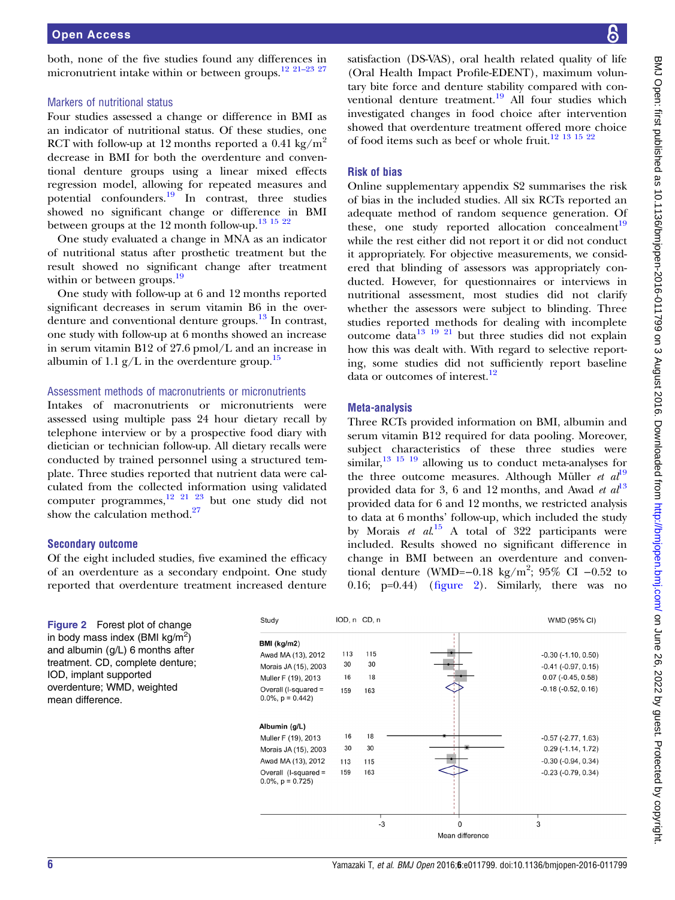both, none of the five studies found any differences in micronutrient intake within or between groups.[12 21–23 27]

### Markers of nutritional status

Four studies assessed a change or difference in BMI as an indicator of nutritional status. Of these studies, one RCT with follow-up at 12 months reported a 0.41 kg/m$^2$ decrease in BMI for both the overdenture and conventional denture groups using a linear mixed effects regression model, allowing for repeated measures and potential confounders.[19] In contrast, three studies showed no significant change or difference in BMI between groups at the 12 month follow-up.[13 15 22]

One study evaluated a change in MNA as an indicator of nutritional status after prosthetic treatment but the result showed no significant change after treatment within or between groups.[19]

One study with follow-up at 6 and 12 months reported significant decreases in serum vitamin B6 in the overdenture and conventional denture groups.[13] In contrast, one study with follow-up at 6 months showed an increase in serum vitamin B12 of 27.6 pmol/L and an increase in albumin of 1.1 g/L in the overdenture group.[15]

### Assessment methods of macronutrients or micronutrients

Intakes of macronutrients or micronutrients were assessed using multiple pass 24 hour dietary recall by telephone interview or by a prospective food diary with dietician or technician follow-up. All dietary recalls were conducted by trained personnel using a structured template. Three studies reported that nutrient data were calculated from the collected information using validated computer programmes,[12 21 23] but one study did not show the calculation method.[27]

## Secondary outcome

Of the eight included studies, five examined the efficacy of an overdenture as a secondary endpoint. One study reported that overdenture treatment increased denture satisfaction (DS-VAS), oral health related quality of life (Oral Health Impact Profile-EDENT), maximum voluntary bite force and denture stability compared with conventional denture treatment.[19] All four studies which investigated changes in food choice after intervention showed that overdenture treatment offered more choice of food items such as beef or whole fruit.[12 13 15 22]

## Risk of bias

Online supplementary appendix S2 summarises the risk of bias in the included studies. All six RCTs reported an adequate method of random sequence generation. Of these, one study reported allocation concealment[19] while the rest either did not report it or did not conduct it appropriately. For objective measurements, we considered that blinding of assessors was appropriately conducted. However, for questionnaires or interviews in nutritional assessment, most studies did not clarify whether the assessors were subject to blinding. Three studies reported methods for dealing with incomplete outcome data[13 19 21] but three studies did not explain how this was dealt with. With regard to selective reporting, some studies did not sufficiently report baseline data or outcomes of interest.[12]

## Meta-analysis

Three RCTs provided information on BMI, albumin and serum vitamin B12 required for data pooling. Moreover, subject characteristics of these three studies were similar,[13 15 19] allowing us to conduct meta-analyses for the three outcome measures. Although Müller *et al*[19] provided data for 3, 6 and 12 months, and Awad *et al*[13] provided data for 6 and 12 months, we restricted analysis to data at 6 months' follow-up, which included the study by Morais *et al*.[15] A total of 322 participants were included. Results showed no significant difference in change in BMI between an overdenture and conventional denture (WMD=−0.18 kg/m$^2$; 95% CI −0.52 to 0.16; p=0.44) (figure 2). Similarly, there was no

| Study | IOD, n | CD, n | WMD (95% CI) |
|---|---|---|---|
| **BMI (kg/m2)** | | | |
| Awad MA (13), 2012 | 113 | 115 | -0.30 (-1.10, 0.50) |
| Morais JA (15), 2003 | 30 | 30 | -0.41 (-0.97, 0.15) |
| Muller F (19), 2013 | 16 | 18 | 0.07 (-0.45, 0.58) |
| Overall (I-squared = 0.0%, p = 0.442) | 159 | 163 | -0.18 (-0.52, 0.16) |
| **Albumin (g/L)** | | | |
| Muller F (19), 2013 | 16 | 18 | -0.57 (-2.77, 1.63) |
| Morais JA (15), 2003 | 30 | 30 | 0.29 (-1.14, 1.72) |
| Awad MA (13), 2012 | 113 | 115 | -0.30 (-0.94, 0.34) |
| Overall (I-squared = 0.0%, p = 0.725) | 159 | 163 | -0.23 (-0.79, 0.34) |

**Figure 2** Forest plot of change in body mass index (BMI kg/m$^2$) and albumin (g/L) 6 months after treatment. CD, complete denture; IOD, implant supported overdenture; WMD, weighted mean difference.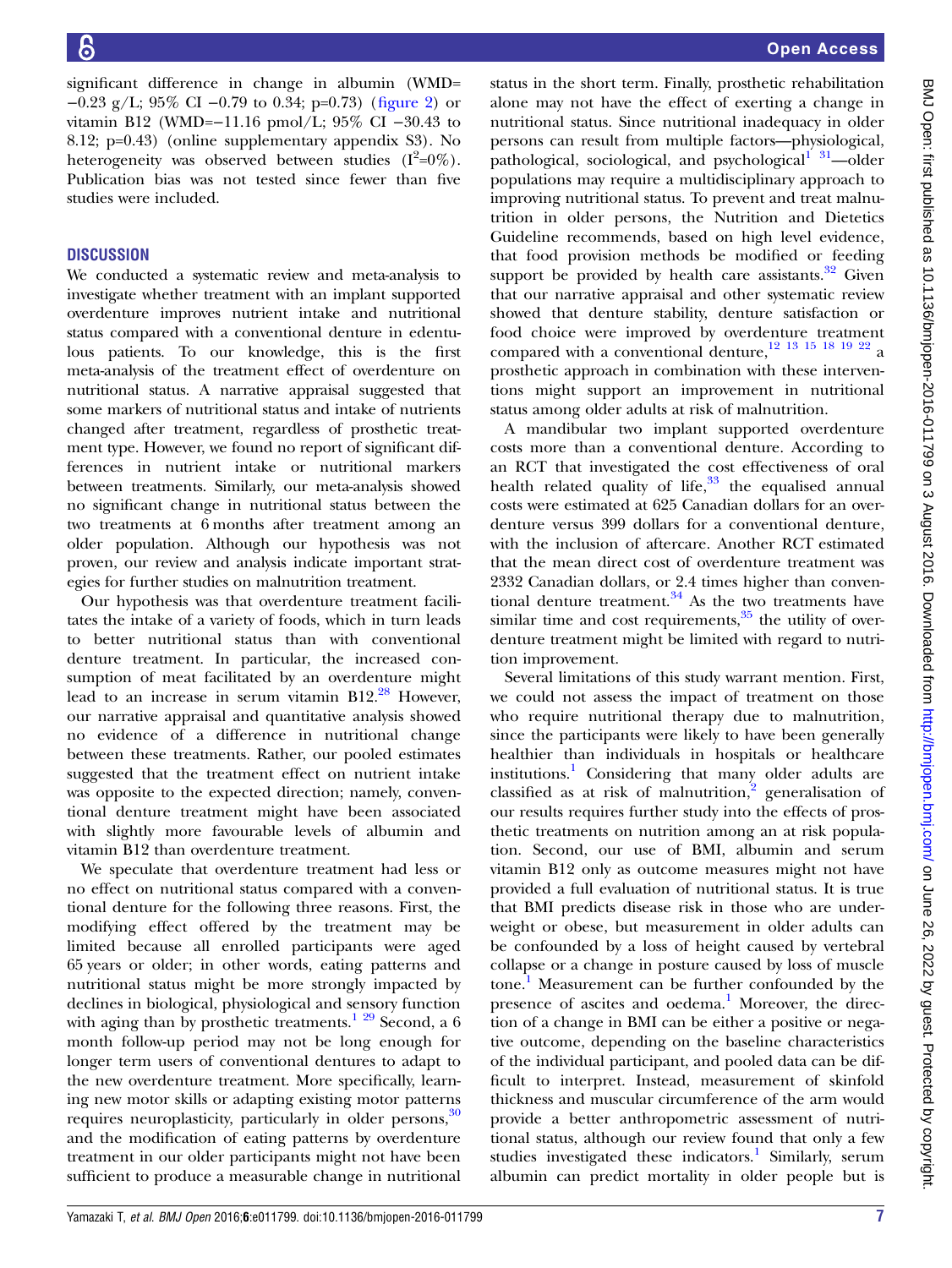significant difference in change in albumin (WMD=−0.23 g/L; 95% CI −0.79 to 0.34; p=0.73) (figure 2) or vitamin B12 (WMD=−11.16 pmol/L; 95% CI −30.43 to 8.12; p=0.43) (online supplementary appendix S3). No heterogeneity was observed between studies ($I^2$=0%). Publication bias was not tested since fewer than five studies were included.

## DISCUSSION

We conducted a systematic review and meta-analysis to investigate whether treatment with an implant supported overdenture improves nutrient intake and nutritional status compared with a conventional denture in edentulous patients. To our knowledge, this is the first meta-analysis of the treatment effect of overdenture on nutritional status. A narrative appraisal suggested that some markers of nutritional status and intake of nutrients changed after treatment, regardless of prosthetic treatment type. However, we found no report of significant differences in nutrient intake or nutritional markers between treatments. Similarly, our meta-analysis showed no significant change in nutritional status between the two treatments at 6 months after treatment among an older population. Although our hypothesis was not proven, our review and analysis indicate important strategies for further studies on malnutrition treatment.

Our hypothesis was that overdenture treatment facilitates the intake of a variety of foods, which in turn leads to better nutritional status than with conventional denture treatment. In particular, the increased consumption of meat facilitated by an overdenture might lead to an increase in serum vitamin B12.[28] However, our narrative appraisal and quantitative analysis showed no evidence of a difference in nutritional change between these treatments. Rather, our pooled estimates suggested that the treatment effect on nutrient intake was opposite to the expected direction; namely, conventional denture treatment might have been associated with slightly more favourable levels of albumin and vitamin B12 than overdenture treatment.

We speculate that overdenture treatment had less or no effect on nutritional status compared with a conventional denture for the following three reasons. First, the modifying effect offered by the treatment may be limited because all enrolled participants were aged 65 years or older; in other words, eating patterns and nutritional status might be more strongly impacted by declines in biological, physiological and sensory function with aging than by prosthetic treatments.[1 29] Second, a 6 month follow-up period may not be long enough for longer term users of conventional dentures to adapt to the new overdenture treatment. More specifically, learning new motor skills or adapting existing motor patterns requires neuroplasticity, particularly in older persons,[30] and the modification of eating patterns by overdenture treatment in our older participants might not have been sufficient to produce a measurable change in nutritional status in the short term. Finally, prosthetic rehabilitation alone may not have the effect of exerting a change in nutritional status. Since nutritional inadequacy in older persons can result from multiple factors—physiological, pathological, sociological, and psychological[1 31]—older populations may require a multidisciplinary approach to improving nutritional status. To prevent and treat malnutrition in older persons, the Nutrition and Dietetics Guideline recommends, based on high level evidence, that food provision methods be modified or feeding support be provided by health care assistants.[32] Given that our narrative appraisal and other systematic review showed that denture stability, denture satisfaction or food choice were improved by overdenture treatment compared with a conventional denture,[12 13 15 18 19 22] a prosthetic approach in combination with these interventions might support an improvement in nutritional status among older adults at risk of malnutrition.

A mandibular two implant supported overdenture costs more than a conventional denture. According to an RCT that investigated the cost effectiveness of oral health related quality of life,[33] the equalised annual costs were estimated at 625 Canadian dollars for an overdenture versus 399 dollars for a conventional denture, with the inclusion of aftercare. Another RCT estimated that the mean direct cost of overdenture treatment was 2332 Canadian dollars, or 2.4 times higher than conventional denture treatment.[34] As the two treatments have similar time and cost requirements,[35] the utility of overdenture treatment might be limited with regard to nutrition improvement.

Several limitations of this study warrant mention. First, we could not assess the impact of treatment on those who require nutritional therapy due to malnutrition, since the participants were likely to have been generally healthier than individuals in hospitals or healthcare institutions.[1] Considering that many older adults are classified as at risk of malnutrition,[2] generalisation of our results requires further study into the effects of prosthetic treatments on nutrition among an at risk population. Second, our use of BMI, albumin and serum vitamin B12 only as outcome measures might not have provided a full evaluation of nutritional status. It is true that BMI predicts disease risk in those who are underweight or obese, but measurement in older adults can be confounded by a loss of height caused by vertebral collapse or a change in posture caused by loss of muscle tone.[1] Measurement can be further confounded by the presence of ascites and oedema.[1] Moreover, the direction of a change in BMI can be either a positive or negative outcome, depending on the baseline characteristics of the individual participant, and pooled data can be difficult to interpret. Instead, measurement of skinfold thickness and muscular circumference of the arm would provide a better anthropometric assessment of nutritional status, although our review found that only a few studies investigated these indicators.[1] Similarly, serum albumin can predict mortality in older people but is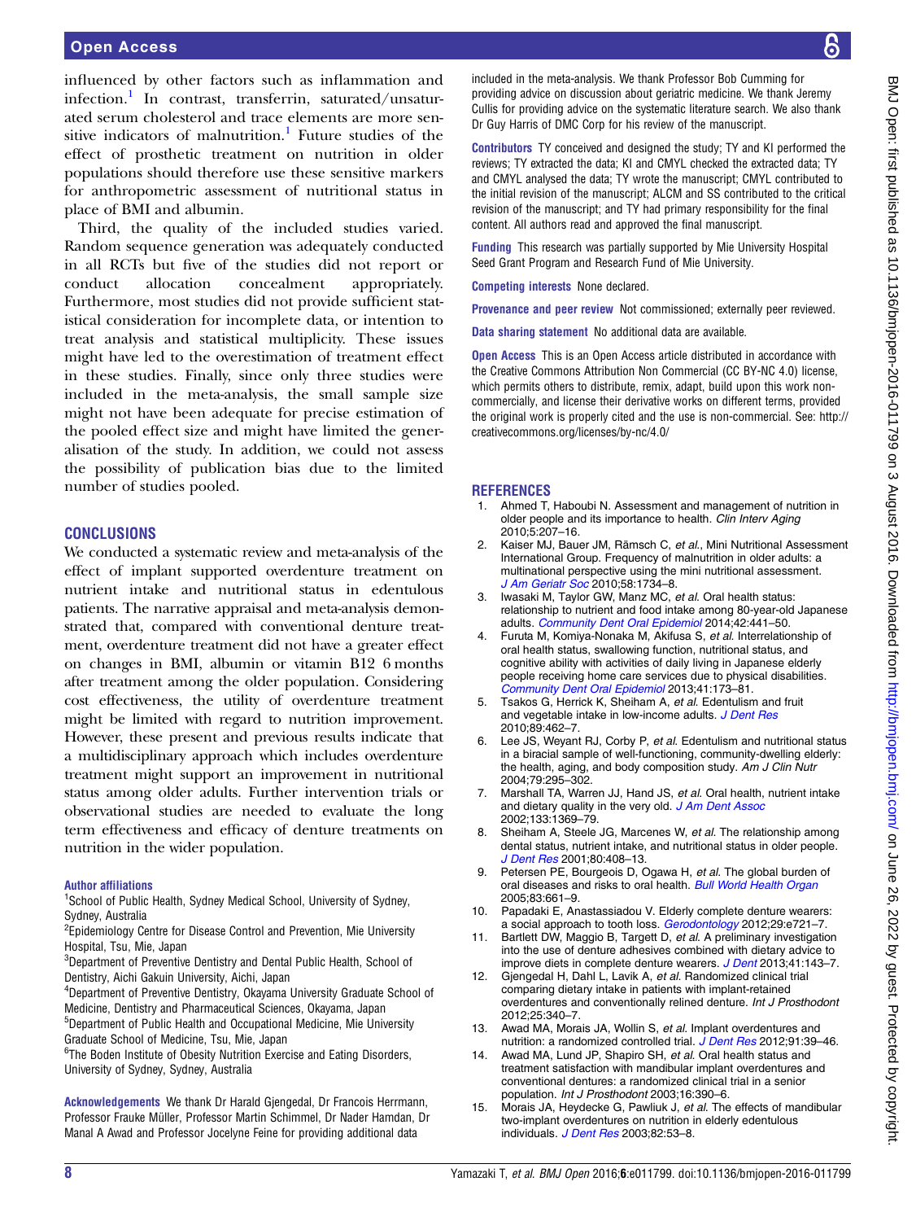influenced by other factors such as inflammation and infection.[1] In contrast, transferrin, saturated/unsaturated serum cholesterol and trace elements are more sensitive indicators of malnutrition.[1] Future studies of the effect of prosthetic treatment on nutrition in older populations should therefore use these sensitive markers for anthropometric assessment of nutritional status in place of BMI and albumin.

Third, the quality of the included studies varied. Random sequence generation was adequately conducted in all RCTs but five of the studies did not report or conduct allocation concealment appropriately. Furthermore, most studies did not provide sufficient statistical consideration for incomplete data, or intention to treat analysis and statistical multiplicity. These issues might have led to the overestimation of treatment effect in these studies. Finally, since only three studies were included in the meta-analysis, the small sample size might not have been adequate for precise estimation of the pooled effect size and might have limited the generalisation of the study. In addition, we could not assess the possibility of publication bias due to the limited number of studies pooled.

## CONCLUSIONS

We conducted a systematic review and meta-analysis of the effect of implant supported overdenture treatment on nutrient intake and nutritional status in edentulous patients. The narrative appraisal and meta-analysis demonstrated that, compared with conventional denture treatment, overdenture treatment did not have a greater effect on changes in BMI, albumin or vitamin B12 6 months after treatment among the older population. Considering cost effectiveness, the utility of overdenture treatment might be limited with regard to nutrition improvement. However, these present and previous results indicate that a multidisciplinary approach which includes overdenture treatment might support an improvement in nutritional status among older adults. Further intervention trials or observational studies are needed to evaluate the long term effectiveness and efficacy of denture treatments on nutrition in the wider population.

#### Author affiliations

[1]School of Public Health, Sydney Medical School, University of Sydney, Sydney, Australia
[2]Epidemiology Centre for Disease Control and Prevention, Mie University Hospital, Tsu, Mie, Japan
[3]Department of Preventive Dentistry and Dental Public Health, School of Dentistry, Aichi Gakuin University, Aichi, Japan
[4]Department of Preventive Dentistry, Okayama University Graduate School of Medicine, Dentistry and Pharmaceutical Sciences, Okayama, Japan
[5]Department of Public Health and Occupational Medicine, Mie University Graduate School of Medicine, Tsu, Mie, Japan
[6]The Boden Institute of Obesity Nutrition Exercise and Eating Disorders, University of Sydney, Sydney, Australia

**Acknowledgements** We thank Dr Harald Gjengedal, Dr Francois Herrmann, Professor Frauke Müller, Professor Martin Schimmel, Dr Nader Hamdan, Dr Manal A Awad and Professor Jocelyne Feine for providing additional data included in the meta-analysis. We thank Professor Bob Cumming for providing advice on discussion about geriatric medicine. We thank Jeremy Cullis for providing advice on the systematic literature search. We also thank Dr Guy Harris of DMC Corp for his review of the manuscript.

**Contributors** TY conceived and designed the study; TY and KI performed the reviews; TY extracted the data; KI and CMYL checked the extracted data; TY and CMYL analysed the data; TY wrote the manuscript; CMYL contributed to the initial revision of the manuscript; ALCM and SS contributed to the critical revision of the manuscript; and TY had primary responsibility for the final content. All authors read and approved the final manuscript.

**Funding** This research was partially supported by Mie University Hospital Seed Grant Program and Research Fund of Mie University.

**Competing interests** None declared.

**Provenance and peer review** Not commissioned; externally peer reviewed.

**Data sharing statement** No additional data are available.

**Open Access** This is an Open Access article distributed in accordance with the Creative Commons Attribution Non Commercial (CC BY-NC 4.0) license, which permits others to distribute, remix, adapt, build upon this work non-commercially, and license their derivative works on different terms, provided the original work is properly cited and the use is non-commercial. See: http://creativecommons.org/licenses/by-nc/4.0/

## REFERENCES

1. Ahmed T, Haboubi N. Assessment and management of nutrition in older people and its importance to health. *Clin Interv Aging* 2010;5:207–16.
2. Kaiser MJ, Bauer JM, Rämsch C, *et al*., Mini Nutritional Assessment International Group. Frequency of malnutrition in older adults: a multinational perspective using the mini nutritional assessment. *J Am Geriatr Soc* 2010;58:1734–8.
3. Iwasaki M, Taylor GW, Manz MC, *et al*. Oral health status: relationship to nutrient and food intake among 80-year-old Japanese adults. *Community Dent Oral Epidemiol* 2014;42:441–50.
4. Furuta M, Komiya-Nonaka M, Akifusa S, *et al*. Interrelationship of oral health status, swallowing function, nutritional status, and cognitive ability with activities of daily living in Japanese elderly people receiving home care services due to physical disabilities. *Community Dent Oral Epidemiol* 2013;41:173–81.
5. Tsakos G, Herrick K, Sheiham A, *et al*. Edentulism and fruit and vegetable intake in low-income adults. *J Dent Res* 2010;89:462–7.
6. Lee JS, Weyant RJ, Corby P, *et al*. Edentulism and nutritional status in a biracial sample of well-functioning, community-dwelling elderly: the health, aging, and body composition study. *Am J Clin Nutr* 2004;79:295–302.
7. Marshall TA, Warren JJ, Hand JS, *et al*. Oral health, nutrient intake and dietary quality in the very old. *J Am Dent Assoc* 2002;133:1369–79.
8. Sheiham A, Steele JG, Marcenes W, *et al*. The relationship among dental status, nutrient intake, and nutritional status in older people. *J Dent Res* 2001;80:408–13.
9. Petersen PE, Bourgeois D, Ogawa H, *et al*. The global burden of oral diseases and risks to oral health. *Bull World Health Organ* 2005;83:661–9.
10. Papadaki E, Anastassiadou V. Elderly complete denture wearers: a social approach to tooth loss. *Gerodontology* 2012;29:e721–7.
11. Bartlett DW, Maggio B, Targett D, *et al*. A preliminary investigation into the use of denture adhesives combined with dietary advice to improve diets in complete denture wearers. *J Dent* 2013;41:143–7.
12. Gjengedal H, Dahl L, Lavik A, *et al*. Randomized clinical trial comparing dietary intake in patients with implant-retained overdentures and conventionally relined denture. *Int J Prosthodont* 2012;25:340–7.
13. Awad MA, Morais JA, Wollin S, *et al*. Implant overdentures and nutrition: a randomized controlled trial. *J Dent Res* 2012;91:39–46.
14. Awad MA, Lund JP, Shapiro SH, *et al*. Oral health status and treatment satisfaction with mandibular implant overdentures and conventional dentures: a randomized clinical trial in a senior population. *Int J Prosthodont* 2003;16:390–6.
15. Morais JA, Heydecke G, Pawliuk J, *et al*. The effects of mandibular two-implant overdentures on nutrition in elderly edentulous individuals. *J Dent Res* 2003;82:53–8.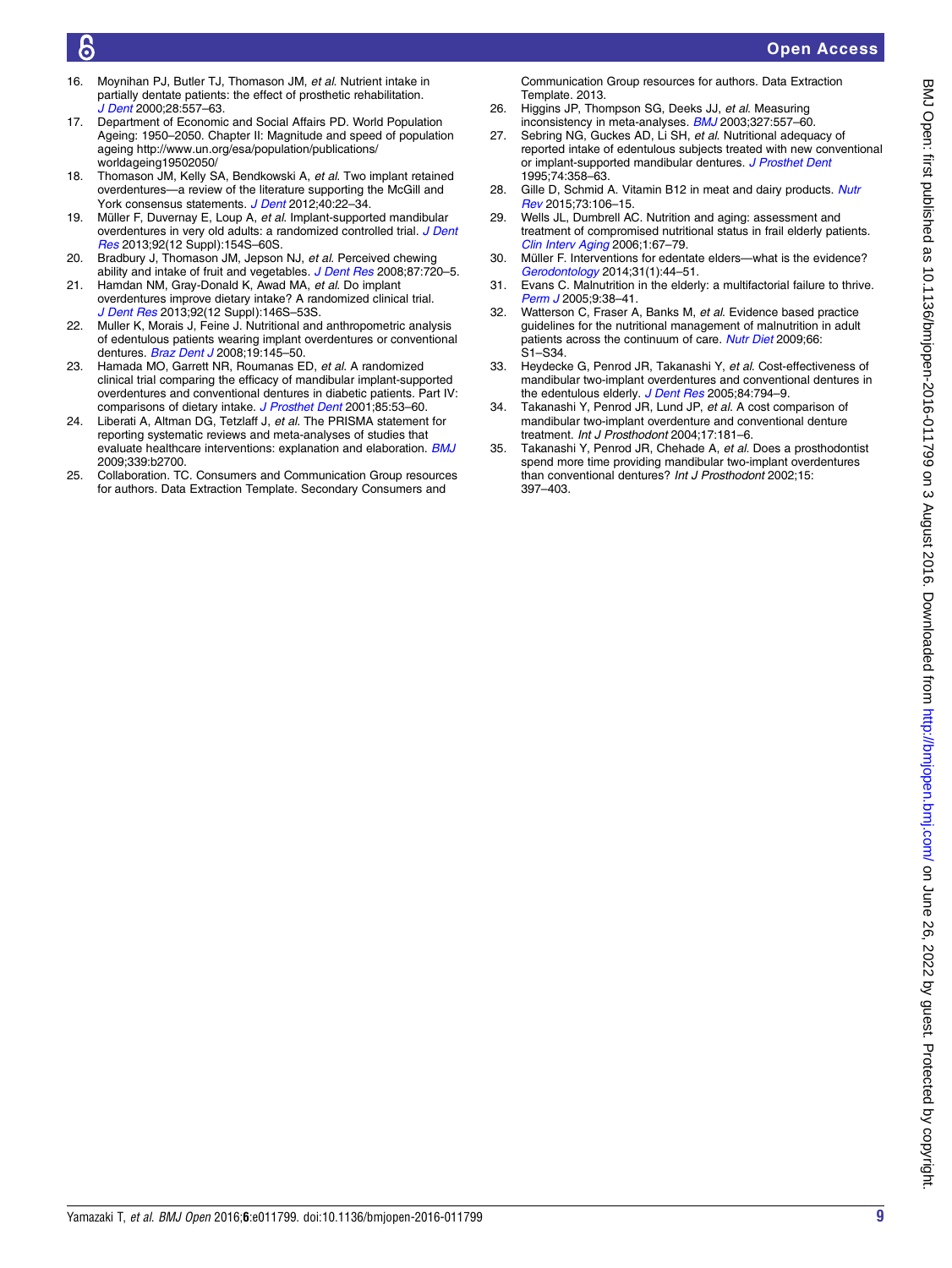16. Moynihan PJ, Butler TJ, Thomason JM, *et al*. Nutrient intake in partially dentate patients: the effect of prosthetic rehabilitation. *J Dent* 2000;28:557–63.
17. Department of Economic and Social Affairs PD. World Population Ageing: 1950–2050. Chapter II: Magnitude and speed of population ageing http://www.un.org/esa/population/publications/worldageing19502050/
18. Thomason JM, Kelly SA, Bendkowski A, *et al*. Two implant retained overdentures—a review of the literature supporting the McGill and York consensus statements. *J Dent* 2012;40:22–34.
19. Müller F, Duvernay E, Loup A, *et al*. Implant-supported mandibular overdentures in very old adults: a randomized controlled trial. *J Dent Res* 2013;92(12 Suppl):154S–60S.
20. Bradbury J, Thomason JM, Jepson NJ, *et al*. Perceived chewing ability and intake of fruit and vegetables. *J Dent Res* 2008;87:720–5.
21. Hamdan NM, Gray-Donald K, Awad MA, *et al*. Do implant overdentures improve dietary intake? A randomized clinical trial. *J Dent Res* 2013;92(12 Suppl):146S–53S.
22. Muller K, Morais J, Feine J. Nutritional and anthropometric analysis of edentulous patients wearing implant overdentures or conventional dentures. *Braz Dent J* 2008;19:145–50.
23. Hamada MO, Garrett NR, Roumanas ED, *et al*. A randomized clinical trial comparing the efficacy of mandibular implant-supported overdentures and conventional dentures in diabetic patients. Part IV: comparisons of dietary intake. *J Prosthet Dent* 2001;85:53–60.
24. Liberati A, Altman DG, Tetzlaff J, *et al*. The PRISMA statement for reporting systematic reviews and meta-analyses of studies that evaluate healthcare interventions: explanation and elaboration. *BMJ* 2009;339:b2700.
25. Collaboration. TC. Consumers and Communication Group resources for authors. Data Extraction Template. Secondary Consumers and Communication Group resources for authors. Data Extraction Template. 2013.
26. Higgins JP, Thompson SG, Deeks JJ, *et al*. Measuring inconsistency in meta-analyses. *BMJ* 2003;327:557–60.
27. Sebring NG, Guckes AD, Li SH, *et al*. Nutritional adequacy of reported intake of edentulous subjects treated with new conventional or implant-supported mandibular dentures. *J Prosthet Dent* 1995;74:358–63.
28. Gille D, Schmid A. Vitamin B12 in meat and dairy products. *Nutr Rev* 2015;73:106–15.
29. Wells JL, Dumbrell AC. Nutrition and aging: assessment and treatment of compromised nutritional status in frail elderly patients. *Clin Interv Aging* 2006;1:67–79.
30. Müller F. Interventions for edentate elders—what is the evidence? *Gerodontology* 2014;31(1):44–51.
31. Evans C. Malnutrition in the elderly: a multifactorial failure to thrive. *Perm J* 2005;9:38–41.
32. Watterson C, Fraser A, Banks M, *et al*. Evidence based practice guidelines for the nutritional management of malnutrition in adult patients across the continuum of care. *Nutr Diet* 2009;66:S1–S34.
33. Heydecke G, Penrod JR, Takanashi Y, *et al*. Cost-effectiveness of mandibular two-implant overdentures and conventional dentures in the edentulous elderly. *J Dent Res* 2005;84:794–9.
34. Takanashi Y, Penrod JR, Lund JP, *et al*. A cost comparison of mandibular two-implant overdenture and conventional denture treatment. *Int J Prosthodont* 2004;17:181–6.
35. Takanashi Y, Penrod JR, Chehade A, *et al*. Does a prosthodontist spend more time providing mandibular two-implant overdentures than conventional dentures? *Int J Prosthodont* 2002;15:397–403.